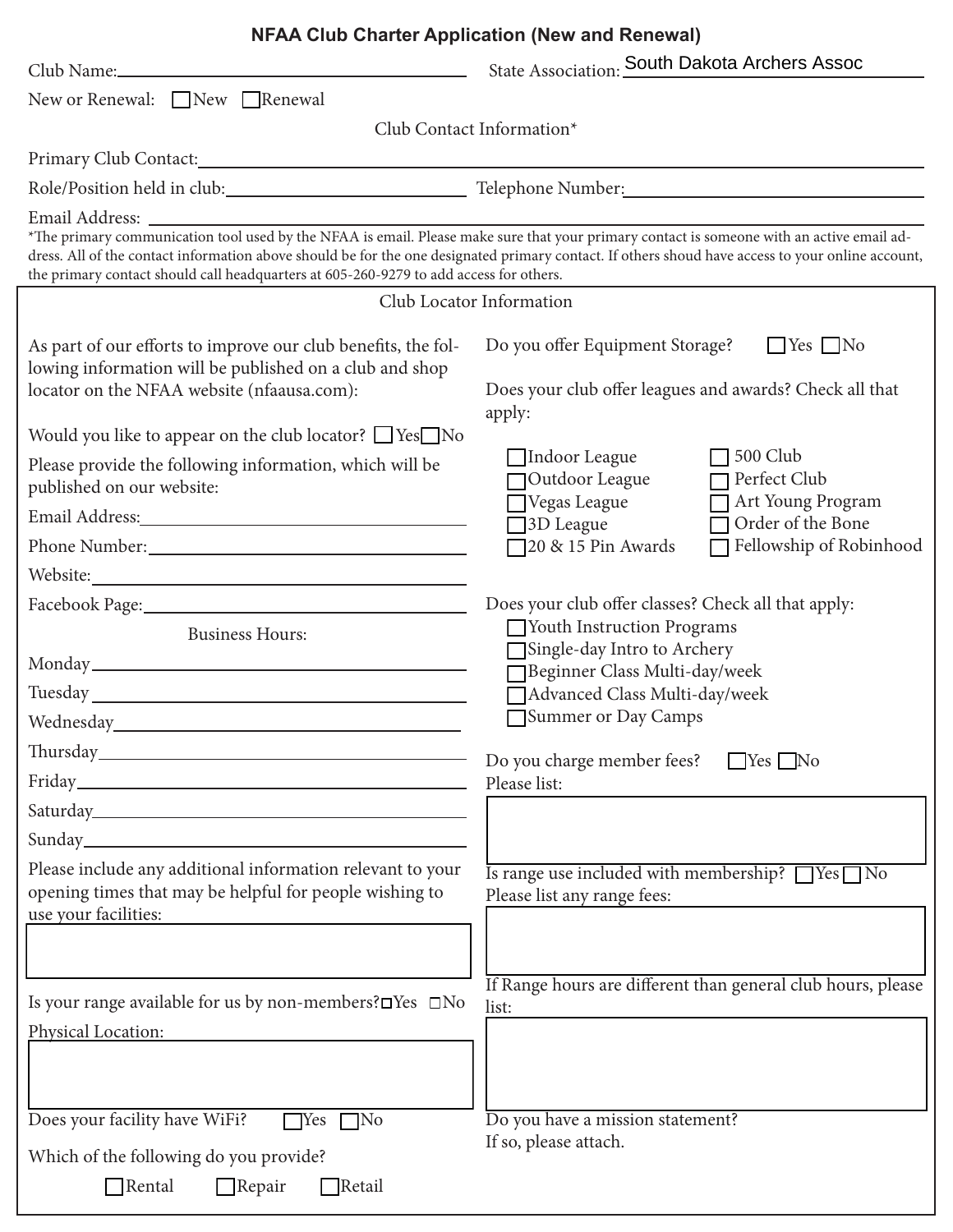# NFAA Club Charter Application (New and Renewal)

Club Name: ____________________ State Association: South Dakota Archers Assoc

New or Renewal: ☐ New ☐ Renewal

Club Contact Information*

Primary Club Contact: ____________________

Role/Position held in club: ____________________ Telephone Number: ____________________

Email Address: ____________________

*The primary communication tool used by the NFAA is email. Please make sure that your primary contact is someone with an active email address. All of the contact information above should be for the one designated primary contact. If others shoud have access to your online account, the primary contact should call headquarters at 605-260-9279 to add access for others.

## Club Locator Information

As part of our efforts to improve our club benefits, the following information will be published on a club and shop locator on the NFAA website (nfaausa.com):

Would you like to appear on the club locator? ☐ Yes ☐ No

Please provide the following information, which will be published on our website:

Email Address: ____________________

Phone Number: ____________________

Website: ____________________

Facebook Page: ____________________

Business Hours:

Monday ____________________

Tuesday ____________________

Wednesday ____________________

Thursday ____________________

Friday ____________________

Saturday ____________________

Sunday ____________________

Please include any additional information relevant to your opening times that may be helpful for people wishing to use your facilities:

____________________

Is your range available for us by non-members? ☐ Yes ☐ No

Physical Location:

____________________

Does your facility have WiFi? ☐ Yes ☐ No

Which of the following do you provide?

☐ Rental ☐ Repair ☐ Retail

Do you offer Equipment Storage? ☐ Yes ☐ No

Does your club offer leagues and awards? Check all that apply:

- ☐ Indoor League
- ☐ Outdoor League
- ☐ Vegas League
- ☐ 3D League
- ☐ 20 & 15 Pin Awards
- ☐ 500 Club
- ☐ Perfect Club
- ☐ Art Young Program
- ☐ Order of the Bone
- ☐ Fellowship of Robinhood

Does your club offer classes? Check all that apply:

- ☐ Youth Instruction Programs
- ☐ Single-day Intro to Archery
- ☐ Beginner Class Multi-day/week
- ☐ Advanced Class Multi-day/week
- ☐ Summer or Day Camps

Do you charge member fees? ☐ Yes ☐ No

Please list:

____________________

Is range use included with membership? ☐ Yes ☐ No

Please list any range fees:

____________________

If Range hours are different than general club hours, please list:

____________________

Do you have a mission statement?
If so, please attach.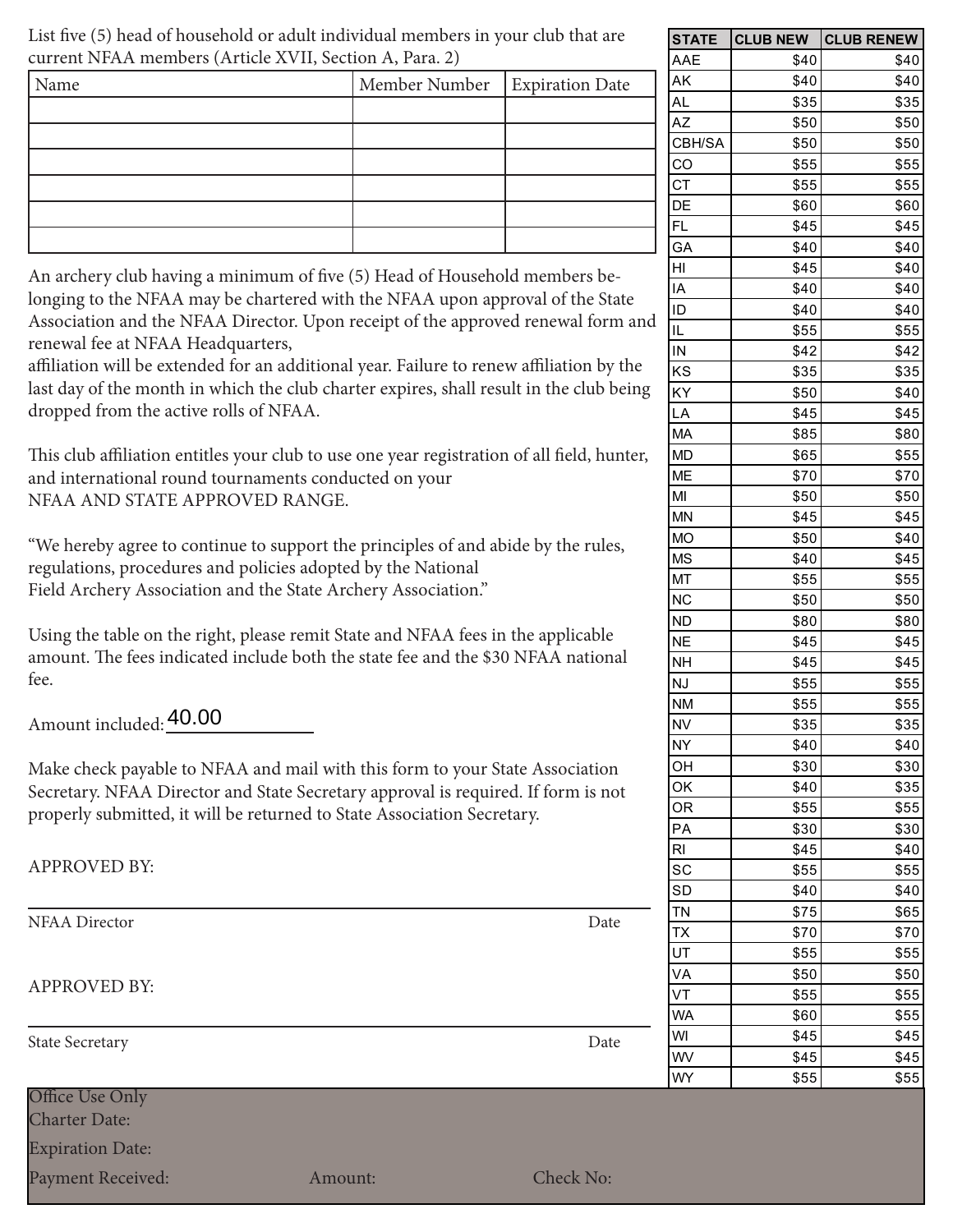List five (5) head of household or adult individual members in your club that are current NFAA members (Article XVII, Section A, Para. 2)

| Name | Member Number | Expiration Date |
|---|---|---|
| | | |
| | | |
| | | |
| | | |
| | | |
| | | |

An archery club having a minimum of five (5) Head of Household members belonging to the NFAA may be chartered with the NFAA upon approval of the State Association and the NFAA Director. Upon receipt of the approved renewal form and renewal fee at NFAA Headquarters,
affiliation will be extended for an additional year. Failure to renew affiliation by the last day of the month in which the club charter expires, shall result in the club being dropped from the active rolls of NFAA.

This club affiliation entitles your club to use one year registration of all field, hunter, and international round tournaments conducted on your
NFAA AND STATE APPROVED RANGE.

"We hereby agree to continue to support the principles of and abide by the rules, regulations, procedures and policies adopted by the National
Field Archery Association and the State Archery Association."

Using the table on the right, please remit State and NFAA fees in the applicable amount. The fees indicated include both the state fee and the $30 NFAA national fee.

Amount included: 40.00

Make check payable to NFAA and mail with this form to your State Association Secretary. NFAA Director and State Secretary approval is required. If form is not properly submitted, it will be returned to State Association Secretary.

APPROVED BY:

NFAA Director Date

APPROVED BY:

State Secretary Date

| STATE | CLUB NEW | CLUB RENEW |
|---|---|---|
| AAE | $40 | $40 |
| AK | $40 | $40 |
| AL | $35 | $35 |
| AZ | $50 | $50 |
| CBH/SA | $50 | $50 |
| CO | $55 | $55 |
| CT | $55 | $55 |
| DE | $60 | $60 |
| FL | $45 | $45 |
| GA | $40 | $40 |
| HI | $45 | $40 |
| IA | $40 | $40 |
| ID | $40 | $40 |
| IL | $55 | $55 |
| IN | $42 | $42 |
| KS | $35 | $35 |
| KY | $50 | $40 |
| LA | $45 | $45 |
| MA | $85 | $80 |
| MD | $65 | $55 |
| ME | $70 | $70 |
| MI | $50 | $50 |
| MN | $45 | $45 |
| MO | $50 | $40 |
| MS | $40 | $45 |
| MT | $55 | $55 |
| NC | $50 | $50 |
| ND | $80 | $80 |
| NE | $45 | $45 |
| NH | $45 | $45 |
| NJ | $55 | $55 |
| NM | $55 | $55 |
| NV | $35 | $35 |
| NY | $40 | $40 |
| OH | $30 | $30 |
| OK | $40 | $35 |
| OR | $55 | $55 |
| PA | $30 | $30 |
| RI | $45 | $40 |
| SC | $55 | $55 |
| SD | $40 | $40 |
| TN | $75 | $65 |
| TX | $70 | $70 |
| UT | $55 | $55 |
| VA | $50 | $50 |
| VT | $55 | $55 |
| WA | $60 | $55 |
| WI | $45 | $45 |
| WV | $45 | $45 |
| WY | $55 | $55 |

Office Use Only
Charter Date:
Expiration Date:
Payment Received: Amount: Check No: